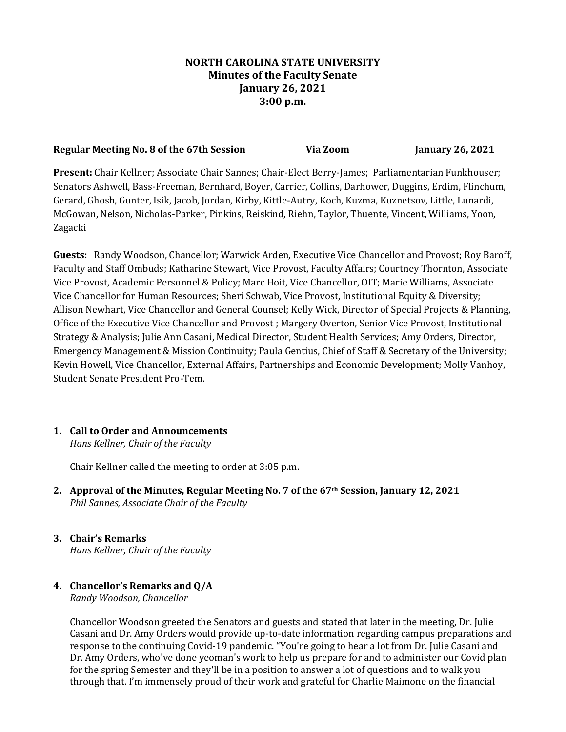# NORTH CAROLINA STATE UNIVERSITY
## Minutes of the Faculty Senate
## January 26, 2021
## 3:00 p.m.

**Regular Meeting No. 8 of the 67th Session** **Via Zoom** **January 26, 2021**

**Present:** Chair Kellner; Associate Chair Sannes; Chair-Elect Berry-James; Parliamentarian Funkhouser; Senators Ashwell, Bass-Freeman, Bernhard, Boyer, Carrier, Collins, Darhower, Duggins, Erdim, Flinchum, Gerard, Ghosh, Gunter, Isik, Jacob, Jordan, Kirby, Kittle-Autry, Koch, Kuzma, Kuznetsov, Little, Lunardi, McGowan, Nelson, Nicholas-Parker, Pinkins, Reiskind, Riehn, Taylor, Thuente, Vincent, Williams, Yoon, Zagacki

**Guests:** Randy Woodson, Chancellor; Warwick Arden, Executive Vice Chancellor and Provost; Roy Baroff, Faculty and Staff Ombuds; Katharine Stewart, Vice Provost, Faculty Affairs; Courtney Thornton, Associate Vice Provost, Academic Personnel & Policy; Marc Hoit, Vice Chancellor, OIT; Marie Williams, Associate Vice Chancellor for Human Resources; Sheri Schwab, Vice Provost, Institutional Equity & Diversity; Allison Newhart, Vice Chancellor and General Counsel; Kelly Wick, Director of Special Projects & Planning, Office of the Executive Vice Chancellor and Provost ; Margery Overton, Senior Vice Provost, Institutional Strategy & Analysis; Julie Ann Casani, Medical Director, Student Health Services; Amy Orders, Director, Emergency Management & Mission Continuity; Paula Gentius, Chief of Staff & Secretary of the University; Kevin Howell, Vice Chancellor, External Affairs, Partnerships and Economic Development; Molly Vanhoy, Student Senate President Pro-Tem.

1. **Call to Order and Announcements**
   *Hans Kellner, Chair of the Faculty*

   Chair Kellner called the meeting to order at 3:05 p.m.

2. **Approval of the Minutes, Regular Meeting No. 7 of the 67th Session, January 12, 2021**
   *Phil Sannes, Associate Chair of the Faculty*

3. **Chair's Remarks**
   *Hans Kellner, Chair of the Faculty*

4. **Chancellor's Remarks and Q/A**
   *Randy Woodson, Chancellor*

   Chancellor Woodson greeted the Senators and guests and stated that later in the meeting, Dr. Julie Casani and Dr. Amy Orders would provide up-to-date information regarding campus preparations and response to the continuing Covid-19 pandemic. "You're going to hear a lot from Dr. Julie Casani and Dr. Amy Orders, who've done yeoman's work to help us prepare for and to administer our Covid plan for the spring Semester and they'll be in a position to answer a lot of questions and to walk you through that. I'm immensely proud of their work and grateful for Charlie Maimone on the financial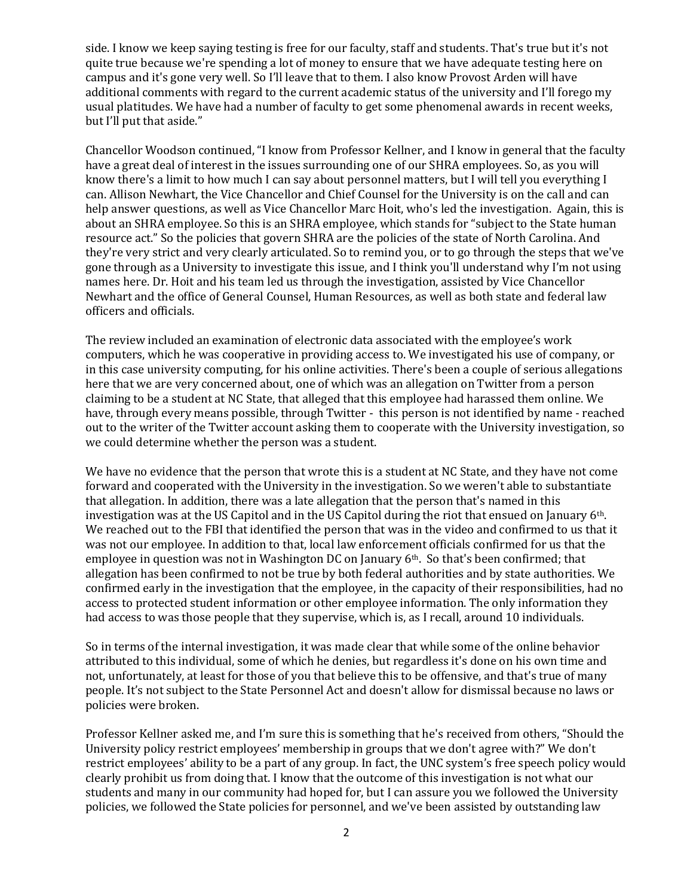side. I know we keep saying testing is free for our faculty, staff and students. That's true but it's not quite true because we're spending a lot of money to ensure that we have adequate testing here on campus and it's gone very well. So I'll leave that to them. I also know Provost Arden will have additional comments with regard to the current academic status of the university and I'll forego my usual platitudes. We have had a number of faculty to get some phenomenal awards in recent weeks, but I'll put that aside."

Chancellor Woodson continued, "I know from Professor Kellner, and I know in general that the faculty have a great deal of interest in the issues surrounding one of our SHRA employees. So, as you will know there's a limit to how much I can say about personnel matters, but I will tell you everything I can. Allison Newhart, the Vice Chancellor and Chief Counsel for the University is on the call and can help answer questions, as well as Vice Chancellor Marc Hoit, who's led the investigation. Again, this is about an SHRA employee. So this is an SHRA employee, which stands for "subject to the State human resource act." So the policies that govern SHRA are the policies of the state of North Carolina. And they're very strict and very clearly articulated. So to remind you, or to go through the steps that we've gone through as a University to investigate this issue, and I think you'll understand why I'm not using names here. Dr. Hoit and his team led us through the investigation, assisted by Vice Chancellor Newhart and the office of General Counsel, Human Resources, as well as both state and federal law officers and officials.

The review included an examination of electronic data associated with the employee's work computers, which he was cooperative in providing access to. We investigated his use of company, or in this case university computing, for his online activities. There's been a couple of serious allegations here that we are very concerned about, one of which was an allegation on Twitter from a person claiming to be a student at NC State, that alleged that this employee had harassed them online. We have, through every means possible, through Twitter - this person is not identified by name - reached out to the writer of the Twitter account asking them to cooperate with the University investigation, so we could determine whether the person was a student.

We have no evidence that the person that wrote this is a student at NC State, and they have not come forward and cooperated with the University in the investigation. So we weren't able to substantiate that allegation. In addition, there was a late allegation that the person that's named in this investigation was at the US Capitol and in the US Capitol during the riot that ensued on January 6th. We reached out to the FBI that identified the person that was in the video and confirmed to us that it was not our employee. In addition to that, local law enforcement officials confirmed for us that the employee in question was not in Washington DC on January 6th. So that's been confirmed; that allegation has been confirmed to not be true by both federal authorities and by state authorities. We confirmed early in the investigation that the employee, in the capacity of their responsibilities, had no access to protected student information or other employee information. The only information they had access to was those people that they supervise, which is, as I recall, around 10 individuals.

So in terms of the internal investigation, it was made clear that while some of the online behavior attributed to this individual, some of which he denies, but regardless it's done on his own time and not, unfortunately, at least for those of you that believe this to be offensive, and that's true of many people. It's not subject to the State Personnel Act and doesn't allow for dismissal because no laws or policies were broken.

Professor Kellner asked me, and I'm sure this is something that he's received from others, "Should the University policy restrict employees' membership in groups that we don't agree with?" We don't restrict employees' ability to be a part of any group. In fact, the UNC system's free speech policy would clearly prohibit us from doing that. I know that the outcome of this investigation is not what our students and many in our community had hoped for, but I can assure you we followed the University policies, we followed the State policies for personnel, and we've been assisted by outstanding law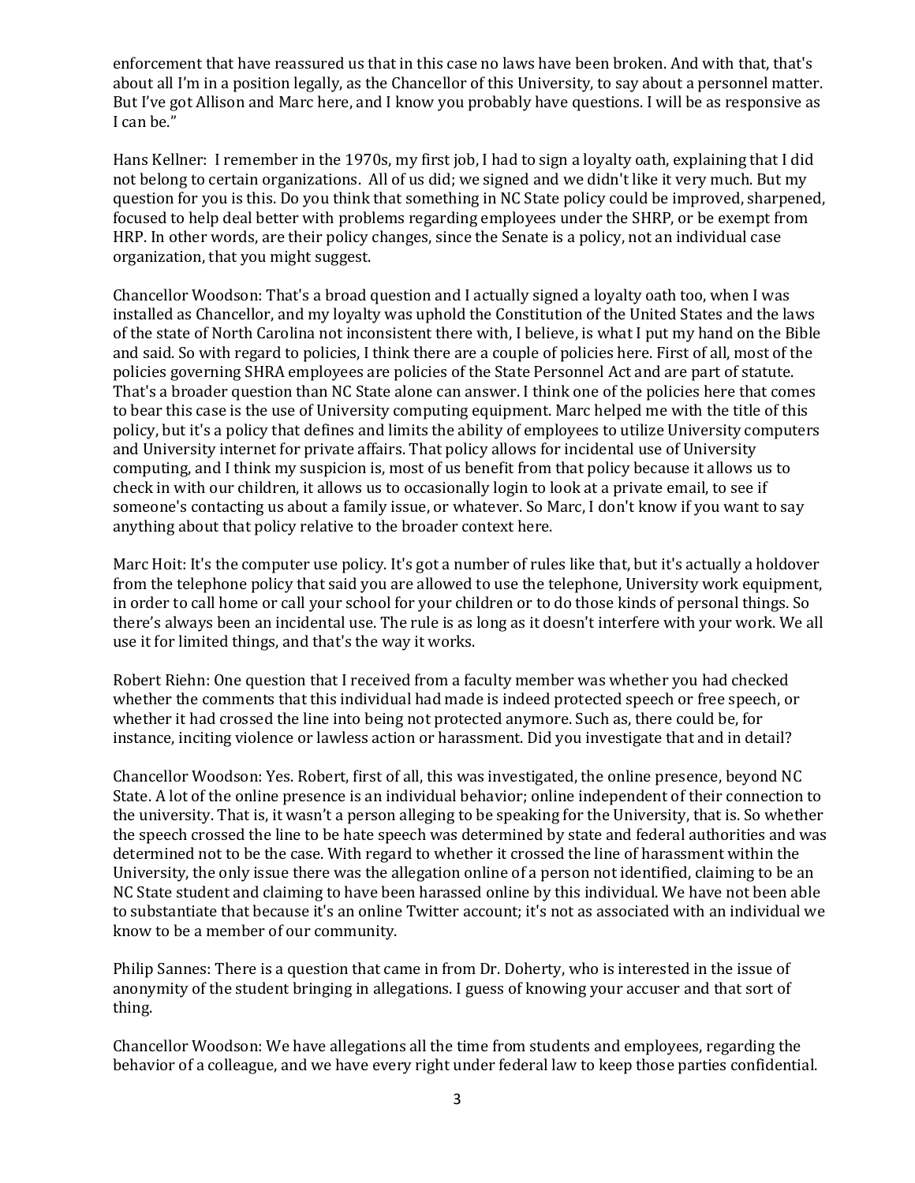enforcement that have reassured us that in this case no laws have been broken. And with that, that's about all I'm in a position legally, as the Chancellor of this University, to say about a personnel matter. But I've got Allison and Marc here, and I know you probably have questions. I will be as responsive as I can be."

Hans Kellner: I remember in the 1970s, my first job, I had to sign a loyalty oath, explaining that I did not belong to certain organizations. All of us did; we signed and we didn't like it very much. But my question for you is this. Do you think that something in NC State policy could be improved, sharpened, focused to help deal better with problems regarding employees under the SHRP, or be exempt from HRP. In other words, are their policy changes, since the Senate is a policy, not an individual case organization, that you might suggest.

Chancellor Woodson: That's a broad question and I actually signed a loyalty oath too, when I was installed as Chancellor, and my loyalty was uphold the Constitution of the United States and the laws of the state of North Carolina not inconsistent there with, I believe, is what I put my hand on the Bible and said. So with regard to policies, I think there are a couple of policies here. First of all, most of the policies governing SHRA employees are policies of the State Personnel Act and are part of statute. That's a broader question than NC State alone can answer. I think one of the policies here that comes to bear this case is the use of University computing equipment. Marc helped me with the title of this policy, but it's a policy that defines and limits the ability of employees to utilize University computers and University internet for private affairs. That policy allows for incidental use of University computing, and I think my suspicion is, most of us benefit from that policy because it allows us to check in with our children, it allows us to occasionally login to look at a private email, to see if someone's contacting us about a family issue, or whatever. So Marc, I don't know if you want to say anything about that policy relative to the broader context here.

Marc Hoit: It's the computer use policy. It's got a number of rules like that, but it's actually a holdover from the telephone policy that said you are allowed to use the telephone, University work equipment, in order to call home or call your school for your children or to do those kinds of personal things. So there's always been an incidental use. The rule is as long as it doesn't interfere with your work. We all use it for limited things, and that's the way it works.

Robert Riehn: One question that I received from a faculty member was whether you had checked whether the comments that this individual had made is indeed protected speech or free speech, or whether it had crossed the line into being not protected anymore. Such as, there could be, for instance, inciting violence or lawless action or harassment. Did you investigate that and in detail?

Chancellor Woodson: Yes. Robert, first of all, this was investigated, the online presence, beyond NC State. A lot of the online presence is an individual behavior; online independent of their connection to the university. That is, it wasn't a person alleging to be speaking for the University, that is. So whether the speech crossed the line to be hate speech was determined by state and federal authorities and was determined not to be the case. With regard to whether it crossed the line of harassment within the University, the only issue there was the allegation online of a person not identified, claiming to be an NC State student and claiming to have been harassed online by this individual. We have not been able to substantiate that because it's an online Twitter account; it's not as associated with an individual we know to be a member of our community.

Philip Sannes: There is a question that came in from Dr. Doherty, who is interested in the issue of anonymity of the student bringing in allegations. I guess of knowing your accuser and that sort of thing.

Chancellor Woodson: We have allegations all the time from students and employees, regarding the behavior of a colleague, and we have every right under federal law to keep those parties confidential.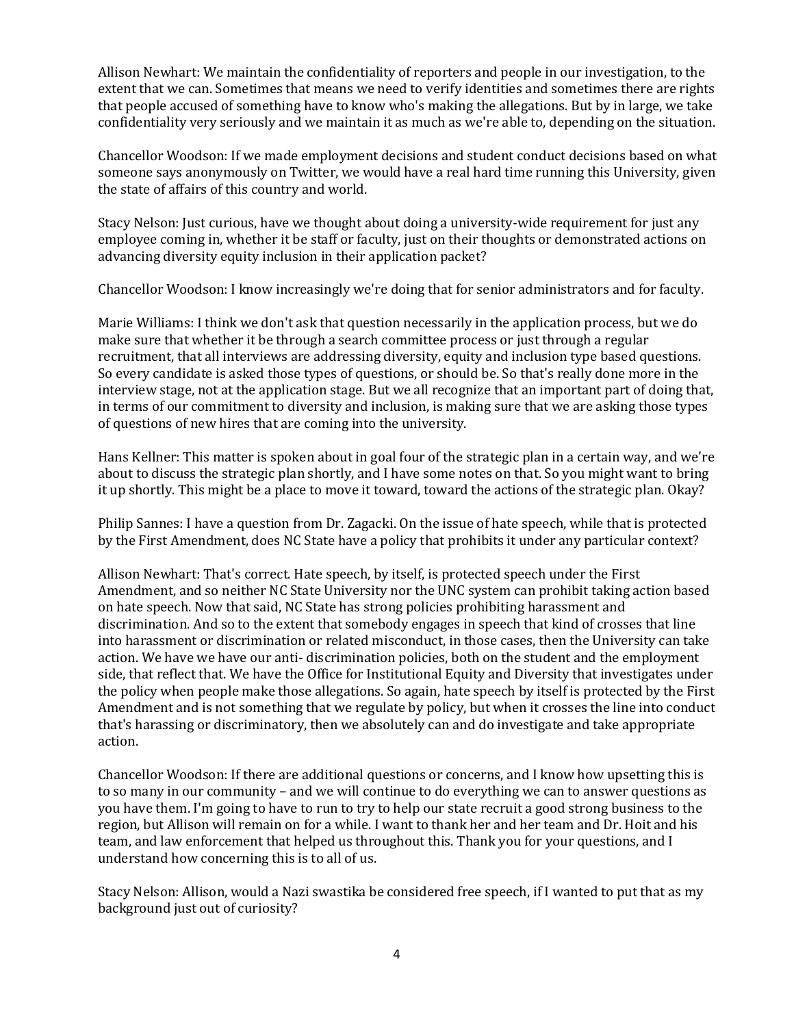Allison Newhart: We maintain the confidentiality of reporters and people in our investigation, to the extent that we can. Sometimes that means we need to verify identities and sometimes there are rights that people accused of something have to know who's making the allegations. But by in large, we take confidentiality very seriously and we maintain it as much as we're able to, depending on the situation.

Chancellor Woodson: If we made employment decisions and student conduct decisions based on what someone says anonymously on Twitter, we would have a real hard time running this University, given the state of affairs of this country and world.

Stacy Nelson: Just curious, have we thought about doing a university-wide requirement for just any employee coming in, whether it be staff or faculty, just on their thoughts or demonstrated actions on advancing diversity equity inclusion in their application packet?

Chancellor Woodson: I know increasingly we're doing that for senior administrators and for faculty.

Marie Williams: I think we don't ask that question necessarily in the application process, but we do make sure that whether it be through a search committee process or just through a regular recruitment, that all interviews are addressing diversity, equity and inclusion type based questions. So every candidate is asked those types of questions, or should be. So that's really done more in the interview stage, not at the application stage. But we all recognize that an important part of doing that, in terms of our commitment to diversity and inclusion, is making sure that we are asking those types of questions of new hires that are coming into the university.

Hans Kellner: This matter is spoken about in goal four of the strategic plan in a certain way, and we're about to discuss the strategic plan shortly, and I have some notes on that. So you might want to bring it up shortly. This might be a place to move it toward, toward the actions of the strategic plan. Okay?

Philip Sannes: I have a question from Dr. Zagacki. On the issue of hate speech, while that is protected by the First Amendment, does NC State have a policy that prohibits it under any particular context?

Allison Newhart: That's correct. Hate speech, by itself, is protected speech under the First Amendment, and so neither NC State University nor the UNC system can prohibit taking action based on hate speech. Now that said, NC State has strong policies prohibiting harassment and discrimination. And so to the extent that somebody engages in speech that kind of crosses that line into harassment or discrimination or related misconduct, in those cases, then the University can take action. We have we have our anti- discrimination policies, both on the student and the employment side, that reflect that. We have the Office for Institutional Equity and Diversity that investigates under the policy when people make those allegations. So again, hate speech by itself is protected by the First Amendment and is not something that we regulate by policy, but when it crosses the line into conduct that's harassing or discriminatory, then we absolutely can and do investigate and take appropriate action.

Chancellor Woodson: If there are additional questions or concerns, and I know how upsetting this is to so many in our community – and we will continue to do everything we can to answer questions as you have them. I'm going to have to run to try to help our state recruit a good strong business to the region, but Allison will remain on for a while. I want to thank her and her team and Dr. Hoit and his team, and law enforcement that helped us throughout this. Thank you for your questions, and I understand how concerning this is to all of us.

Stacy Nelson: Allison, would a Nazi swastika be considered free speech, if I wanted to put that as my background just out of curiosity?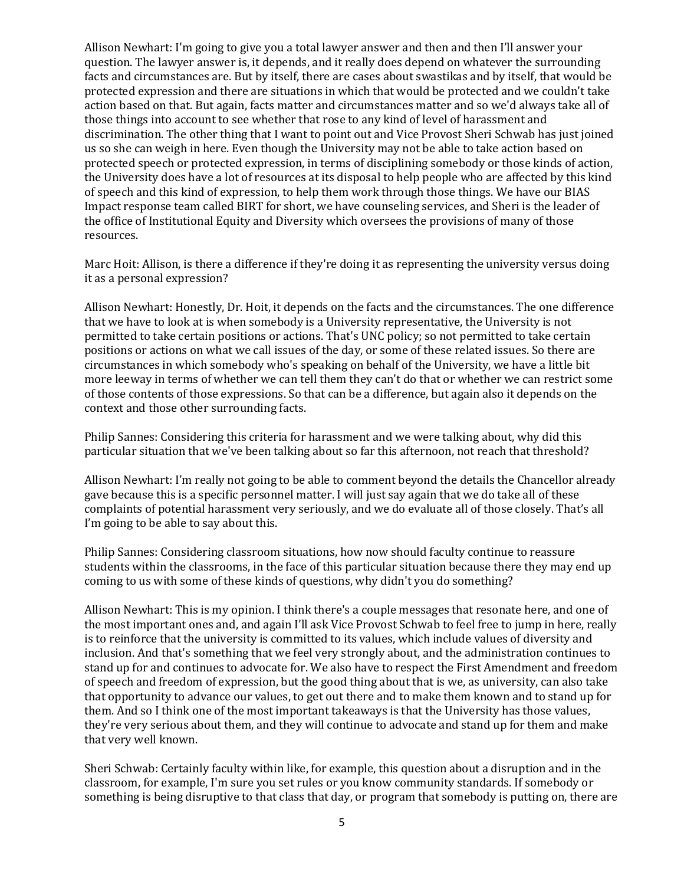Allison Newhart: I'm going to give you a total lawyer answer and then and then I'll answer your question. The lawyer answer is, it depends, and it really does depend on whatever the surrounding facts and circumstances are. But by itself, there are cases about swastikas and by itself, that would be protected expression and there are situations in which that would be protected and we couldn't take action based on that. But again, facts matter and circumstances matter and so we'd always take all of those things into account to see whether that rose to any kind of level of harassment and discrimination. The other thing that I want to point out and Vice Provost Sheri Schwab has just joined us so she can weigh in here. Even though the University may not be able to take action based on protected speech or protected expression, in terms of disciplining somebody or those kinds of action, the University does have a lot of resources at its disposal to help people who are affected by this kind of speech and this kind of expression, to help them work through those things. We have our BIAS Impact response team called BIRT for short, we have counseling services, and Sheri is the leader of the office of Institutional Equity and Diversity which oversees the provisions of many of those resources.

Marc Hoit: Allison, is there a difference if they're doing it as representing the university versus doing it as a personal expression?

Allison Newhart: Honestly, Dr. Hoit, it depends on the facts and the circumstances. The one difference that we have to look at is when somebody is a University representative, the University is not permitted to take certain positions or actions. That's UNC policy; so not permitted to take certain positions or actions on what we call issues of the day, or some of these related issues. So there are circumstances in which somebody who's speaking on behalf of the University, we have a little bit more leeway in terms of whether we can tell them they can't do that or whether we can restrict some of those contents of those expressions. So that can be a difference, but again also it depends on the context and those other surrounding facts.

Philip Sannes: Considering this criteria for harassment and we were talking about, why did this particular situation that we've been talking about so far this afternoon, not reach that threshold?

Allison Newhart: I'm really not going to be able to comment beyond the details the Chancellor already gave because this is a specific personnel matter. I will just say again that we do take all of these complaints of potential harassment very seriously, and we do evaluate all of those closely. That's all I'm going to be able to say about this.

Philip Sannes: Considering classroom situations, how now should faculty continue to reassure students within the classrooms, in the face of this particular situation because there they may end up coming to us with some of these kinds of questions, why didn't you do something?

Allison Newhart: This is my opinion. I think there's a couple messages that resonate here, and one of the most important ones and, and again I'll ask Vice Provost Schwab to feel free to jump in here, really is to reinforce that the university is committed to its values, which include values of diversity and inclusion. And that's something that we feel very strongly about, and the administration continues to stand up for and continues to advocate for. We also have to respect the First Amendment and freedom of speech and freedom of expression, but the good thing about that is we, as university, can also take that opportunity to advance our values, to get out there and to make them known and to stand up for them. And so I think one of the most important takeaways is that the University has those values, they're very serious about them, and they will continue to advocate and stand up for them and make that very well known.

Sheri Schwab: Certainly faculty within like, for example, this question about a disruption and in the classroom, for example, I'm sure you set rules or you know community standards. If somebody or something is being disruptive to that class that day, or program that somebody is putting on, there are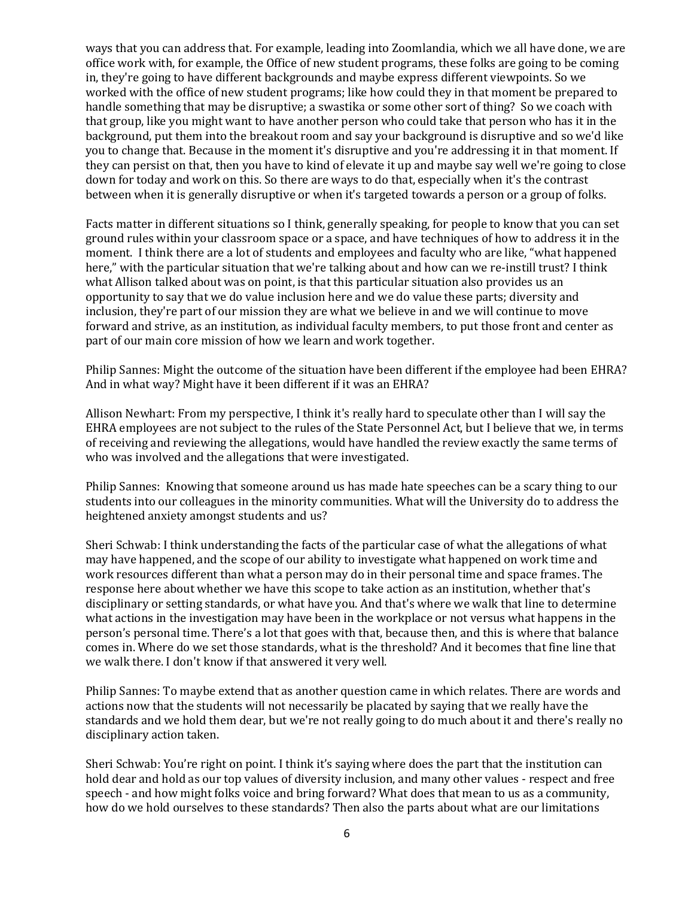ways that you can address that. For example, leading into Zoomlandia, which we all have done, we are office work with, for example, the Office of new student programs, these folks are going to be coming in, they're going to have different backgrounds and maybe express different viewpoints. So we worked with the office of new student programs; like how could they in that moment be prepared to handle something that may be disruptive; a swastika or some other sort of thing? So we coach with that group, like you might want to have another person who could take that person who has it in the background, put them into the breakout room and say your background is disruptive and so we'd like you to change that. Because in the moment it's disruptive and you're addressing it in that moment. If they can persist on that, then you have to kind of elevate it up and maybe say well we're going to close down for today and work on this. So there are ways to do that, especially when it's the contrast between when it is generally disruptive or when it's targeted towards a person or a group of folks.

Facts matter in different situations so I think, generally speaking, for people to know that you can set ground rules within your classroom space or a space, and have techniques of how to address it in the moment. I think there are a lot of students and employees and faculty who are like, "what happened here," with the particular situation that we're talking about and how can we re-instill trust? I think what Allison talked about was on point, is that this particular situation also provides us an opportunity to say that we do value inclusion here and we do value these parts; diversity and inclusion, they're part of our mission they are what we believe in and we will continue to move forward and strive, as an institution, as individual faculty members, to put those front and center as part of our main core mission of how we learn and work together.

Philip Sannes: Might the outcome of the situation have been different if the employee had been EHRA? And in what way? Might have it been different if it was an EHRA?

Allison Newhart: From my perspective, I think it's really hard to speculate other than I will say the EHRA employees are not subject to the rules of the State Personnel Act, but I believe that we, in terms of receiving and reviewing the allegations, would have handled the review exactly the same terms of who was involved and the allegations that were investigated.

Philip Sannes: Knowing that someone around us has made hate speeches can be a scary thing to our students into our colleagues in the minority communities. What will the University do to address the heightened anxiety amongst students and us?

Sheri Schwab: I think understanding the facts of the particular case of what the allegations of what may have happened, and the scope of our ability to investigate what happened on work time and work resources different than what a person may do in their personal time and space frames. The response here about whether we have this scope to take action as an institution, whether that's disciplinary or setting standards, or what have you. And that's where we walk that line to determine what actions in the investigation may have been in the workplace or not versus what happens in the person's personal time. There's a lot that goes with that, because then, and this is where that balance comes in. Where do we set those standards, what is the threshold? And it becomes that fine line that we walk there. I don't know if that answered it very well.

Philip Sannes: To maybe extend that as another question came in which relates. There are words and actions now that the students will not necessarily be placated by saying that we really have the standards and we hold them dear, but we're not really going to do much about it and there's really no disciplinary action taken.

Sheri Schwab: You're right on point. I think it's saying where does the part that the institution can hold dear and hold as our top values of diversity inclusion, and many other values - respect and free speech - and how might folks voice and bring forward? What does that mean to us as a community, how do we hold ourselves to these standards? Then also the parts about what are our limitations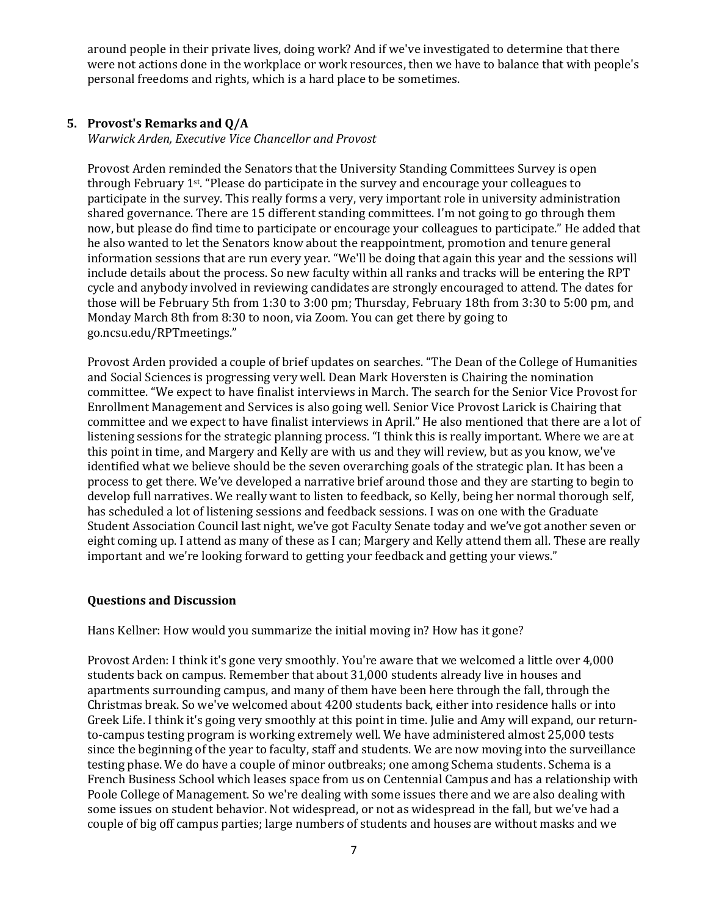around people in their private lives, doing work? And if we've investigated to determine that there were not actions done in the workplace or work resources, then we have to balance that with people's personal freedoms and rights, which is a hard place to be sometimes.

## 5. Provost's Remarks and Q/A

*Warwick Arden, Executive Vice Chancellor and Provost*

Provost Arden reminded the Senators that the University Standing Committees Survey is open through February 1st. "Please do participate in the survey and encourage your colleagues to participate in the survey. This really forms a very, very important role in university administration shared governance. There are 15 different standing committees. I'm not going to go through them now, but please do find time to participate or encourage your colleagues to participate." He added that he also wanted to let the Senators know about the reappointment, promotion and tenure general information sessions that are run every year. "We'll be doing that again this year and the sessions will include details about the process. So new faculty within all ranks and tracks will be entering the RPT cycle and anybody involved in reviewing candidates are strongly encouraged to attend. The dates for those will be February 5th from 1:30 to 3:00 pm; Thursday, February 18th from 3:30 to 5:00 pm, and Monday March 8th from 8:30 to noon, via Zoom. You can get there by going to go.ncsu.edu/RPTmeetings."

Provost Arden provided a couple of brief updates on searches. "The Dean of the College of Humanities and Social Sciences is progressing very well. Dean Mark Hoversten is Chairing the nomination committee. "We expect to have finalist interviews in March. The search for the Senior Vice Provost for Enrollment Management and Services is also going well. Senior Vice Provost Larick is Chairing that committee and we expect to have finalist interviews in April." He also mentioned that there are a lot of listening sessions for the strategic planning process. "I think this is really important. Where we are at this point in time, and Margery and Kelly are with us and they will review, but as you know, we've identified what we believe should be the seven overarching goals of the strategic plan. It has been a process to get there. We've developed a narrative brief around those and they are starting to begin to develop full narratives. We really want to listen to feedback, so Kelly, being her normal thorough self, has scheduled a lot of listening sessions and feedback sessions. I was on one with the Graduate Student Association Council last night, we've got Faculty Senate today and we've got another seven or eight coming up. I attend as many of these as I can; Margery and Kelly attend them all. These are really important and we're looking forward to getting your feedback and getting your views."

### Questions and Discussion

Hans Kellner: How would you summarize the initial moving in? How has it gone?

Provost Arden: I think it's gone very smoothly. You're aware that we welcomed a little over 4,000 students back on campus. Remember that about 31,000 students already live in houses and apartments surrounding campus, and many of them have been here through the fall, through the Christmas break. So we've welcomed about 4200 students back, either into residence halls or into Greek Life. I think it's going very smoothly at this point in time. Julie and Amy will expand, our return-to-campus testing program is working extremely well. We have administered almost 25,000 tests since the beginning of the year to faculty, staff and students. We are now moving into the surveillance testing phase. We do have a couple of minor outbreaks; one among Schema students. Schema is a French Business School which leases space from us on Centennial Campus and has a relationship with Poole College of Management. So we're dealing with some issues there and we are also dealing with some issues on student behavior. Not widespread, or not as widespread in the fall, but we've had a couple of big off campus parties; large numbers of students and houses are without masks and we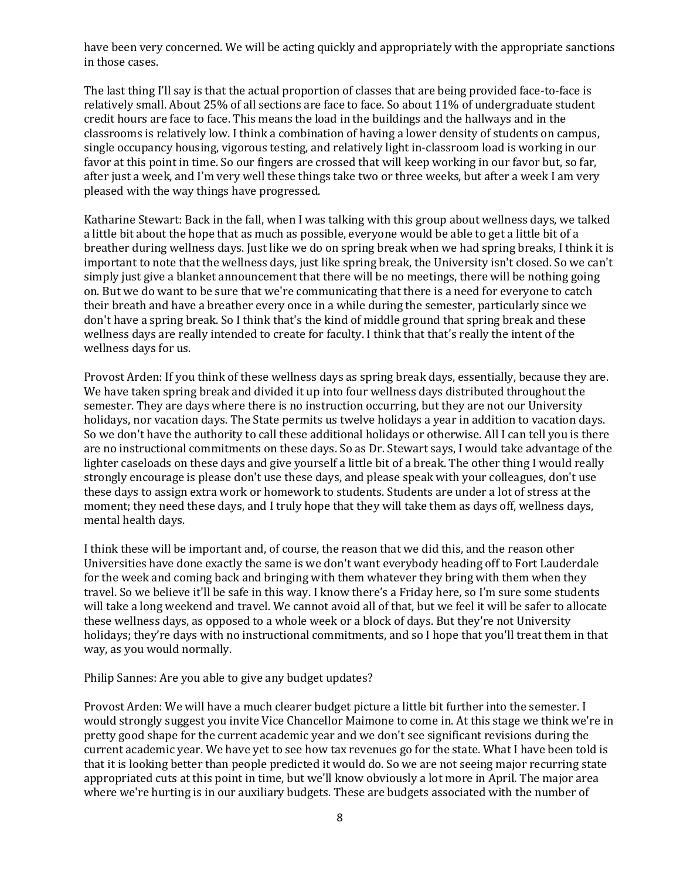have been very concerned. We will be acting quickly and appropriately with the appropriate sanctions in those cases.

The last thing I'll say is that the actual proportion of classes that are being provided face-to-face is relatively small. About 25% of all sections are face to face. So about 11% of undergraduate student credit hours are face to face. This means the load in the buildings and the hallways and in the classrooms is relatively low. I think a combination of having a lower density of students on campus, single occupancy housing, vigorous testing, and relatively light in-classroom load is working in our favor at this point in time. So our fingers are crossed that will keep working in our favor but, so far, after just a week, and I'm very well these things take two or three weeks, but after a week I am very pleased with the way things have progressed.

Katharine Stewart: Back in the fall, when I was talking with this group about wellness days, we talked a little bit about the hope that as much as possible, everyone would be able to get a little bit of a breather during wellness days. Just like we do on spring break when we had spring breaks, I think it is important to note that the wellness days, just like spring break, the University isn't closed. So we can't simply just give a blanket announcement that there will be no meetings, there will be nothing going on. But we do want to be sure that we're communicating that there is a need for everyone to catch their breath and have a breather every once in a while during the semester, particularly since we don't have a spring break. So I think that's the kind of middle ground that spring break and these wellness days are really intended to create for faculty. I think that that's really the intent of the wellness days for us.

Provost Arden: If you think of these wellness days as spring break days, essentially, because they are. We have taken spring break and divided it up into four wellness days distributed throughout the semester. They are days where there is no instruction occurring, but they are not our University holidays, nor vacation days. The State permits us twelve holidays a year in addition to vacation days. So we don't have the authority to call these additional holidays or otherwise. All I can tell you is there are no instructional commitments on these days. So as Dr. Stewart says, I would take advantage of the lighter caseloads on these days and give yourself a little bit of a break. The other thing I would really strongly encourage is please don't use these days, and please speak with your colleagues, don't use these days to assign extra work or homework to students. Students are under a lot of stress at the moment; they need these days, and I truly hope that they will take them as days off, wellness days, mental health days.

I think these will be important and, of course, the reason that we did this, and the reason other Universities have done exactly the same is we don't want everybody heading off to Fort Lauderdale for the week and coming back and bringing with them whatever they bring with them when they travel. So we believe it'll be safe in this way. I know there's a Friday here, so I'm sure some students will take a long weekend and travel. We cannot avoid all of that, but we feel it will be safer to allocate these wellness days, as opposed to a whole week or a block of days. But they're not University holidays; they're days with no instructional commitments, and so I hope that you'll treat them in that way, as you would normally.

Philip Sannes: Are you able to give any budget updates?

Provost Arden: We will have a much clearer budget picture a little bit further into the semester. I would strongly suggest you invite Vice Chancellor Maimone to come in. At this stage we think we're in pretty good shape for the current academic year and we don't see significant revisions during the current academic year. We have yet to see how tax revenues go for the state. What I have been told is that it is looking better than people predicted it would do. So we are not seeing major recurring state appropriated cuts at this point in time, but we'll know obviously a lot more in April. The major area where we're hurting is in our auxiliary budgets. These are budgets associated with the number of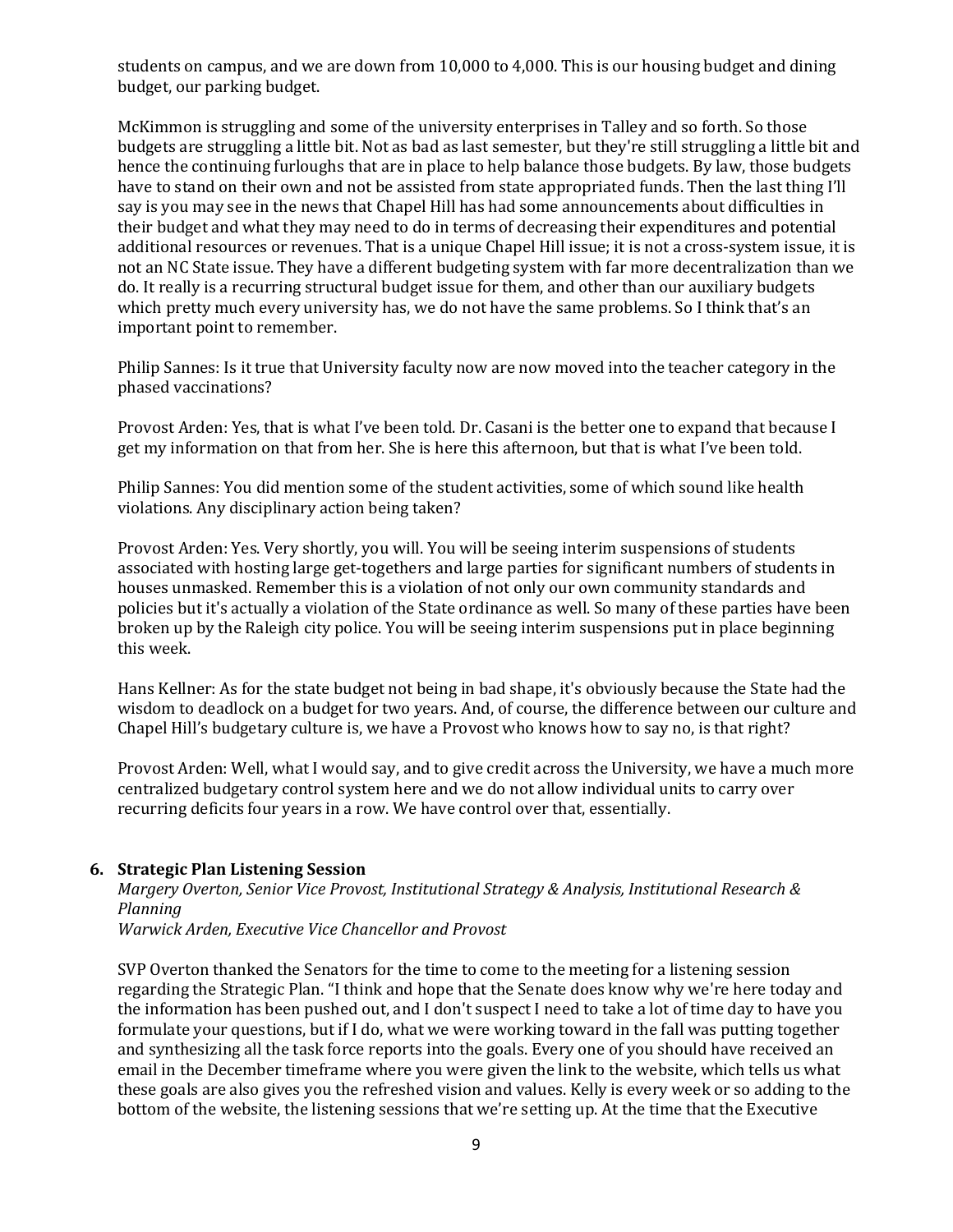students on campus, and we are down from 10,000 to 4,000. This is our housing budget and dining budget, our parking budget.

McKimmon is struggling and some of the university enterprises in Talley and so forth. So those budgets are struggling a little bit. Not as bad as last semester, but they're still struggling a little bit and hence the continuing furloughs that are in place to help balance those budgets. By law, those budgets have to stand on their own and not be assisted from state appropriated funds. Then the last thing I'll say is you may see in the news that Chapel Hill has had some announcements about difficulties in their budget and what they may need to do in terms of decreasing their expenditures and potential additional resources or revenues. That is a unique Chapel Hill issue; it is not a cross-system issue, it is not an NC State issue. They have a different budgeting system with far more decentralization than we do. It really is a recurring structural budget issue for them, and other than our auxiliary budgets which pretty much every university has, we do not have the same problems. So I think that's an important point to remember.

Philip Sannes: Is it true that University faculty now are now moved into the teacher category in the phased vaccinations?

Provost Arden: Yes, that is what I've been told. Dr. Casani is the better one to expand that because I get my information on that from her. She is here this afternoon, but that is what I've been told.

Philip Sannes: You did mention some of the student activities, some of which sound like health violations. Any disciplinary action being taken?

Provost Arden: Yes. Very shortly, you will. You will be seeing interim suspensions of students associated with hosting large get-togethers and large parties for significant numbers of students in houses unmasked. Remember this is a violation of not only our own community standards and policies but it's actually a violation of the State ordinance as well. So many of these parties have been broken up by the Raleigh city police. You will be seeing interim suspensions put in place beginning this week.

Hans Kellner: As for the state budget not being in bad shape, it's obviously because the State had the wisdom to deadlock on a budget for two years. And, of course, the difference between our culture and Chapel Hill's budgetary culture is, we have a Provost who knows how to say no, is that right?

Provost Arden: Well, what I would say, and to give credit across the University, we have a much more centralized budgetary control system here and we do not allow individual units to carry over recurring deficits four years in a row. We have control over that, essentially.

### 6. Strategic Plan Listening Session

*Margery Overton, Senior Vice Provost, Institutional Strategy & Analysis, Institutional Research & Planning*
*Warwick Arden, Executive Vice Chancellor and Provost*

SVP Overton thanked the Senators for the time to come to the meeting for a listening session regarding the Strategic Plan. "I think and hope that the Senate does know why we're here today and the information has been pushed out, and I don't suspect I need to take a lot of time day to have you formulate your questions, but if I do, what we were working toward in the fall was putting together and synthesizing all the task force reports into the goals. Every one of you should have received an email in the December timeframe where you were given the link to the website, which tells us what these goals are also gives you the refreshed vision and values. Kelly is every week or so adding to the bottom of the website, the listening sessions that we're setting up. At the time that the Executive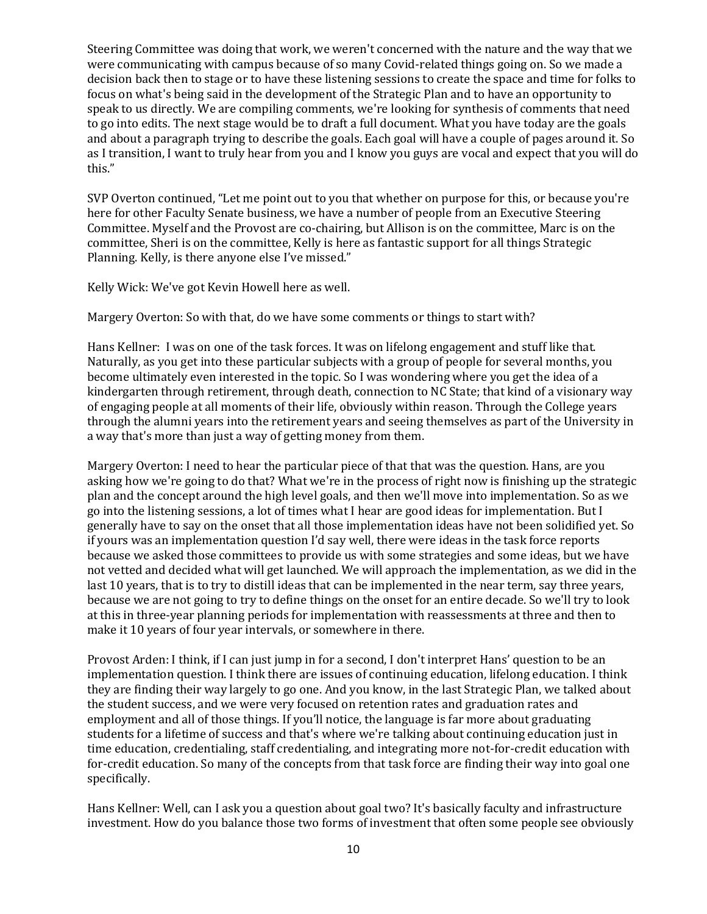Steering Committee was doing that work, we weren't concerned with the nature and the way that we were communicating with campus because of so many Covid-related things going on. So we made a decision back then to stage or to have these listening sessions to create the space and time for folks to focus on what's being said in the development of the Strategic Plan and to have an opportunity to speak to us directly. We are compiling comments, we're looking for synthesis of comments that need to go into edits. The next stage would be to draft a full document. What you have today are the goals and about a paragraph trying to describe the goals. Each goal will have a couple of pages around it. So as I transition, I want to truly hear from you and I know you guys are vocal and expect that you will do this."

SVP Overton continued, "Let me point out to you that whether on purpose for this, or because you're here for other Faculty Senate business, we have a number of people from an Executive Steering Committee. Myself and the Provost are co-chairing, but Allison is on the committee, Marc is on the committee, Sheri is on the committee, Kelly is here as fantastic support for all things Strategic Planning. Kelly, is there anyone else I've missed."

Kelly Wick: We've got Kevin Howell here as well.

Margery Overton: So with that, do we have some comments or things to start with?

Hans Kellner: I was on one of the task forces. It was on lifelong engagement and stuff like that. Naturally, as you get into these particular subjects with a group of people for several months, you become ultimately even interested in the topic. So I was wondering where you get the idea of a kindergarten through retirement, through death, connection to NC State; that kind of a visionary way of engaging people at all moments of their life, obviously within reason. Through the College years through the alumni years into the retirement years and seeing themselves as part of the University in a way that's more than just a way of getting money from them.

Margery Overton: I need to hear the particular piece of that that was the question. Hans, are you asking how we're going to do that? What we're in the process of right now is finishing up the strategic plan and the concept around the high level goals, and then we'll move into implementation. So as we go into the listening sessions, a lot of times what I hear are good ideas for implementation. But I generally have to say on the onset that all those implementation ideas have not been solidified yet. So if yours was an implementation question I'd say well, there were ideas in the task force reports because we asked those committees to provide us with some strategies and some ideas, but we have not vetted and decided what will get launched. We will approach the implementation, as we did in the last 10 years, that is to try to distill ideas that can be implemented in the near term, say three years, because we are not going to try to define things on the onset for an entire decade. So we'll try to look at this in three-year planning periods for implementation with reassessments at three and then to make it 10 years of four year intervals, or somewhere in there.

Provost Arden: I think, if I can just jump in for a second, I don't interpret Hans' question to be an implementation question. I think there are issues of continuing education, lifelong education. I think they are finding their way largely to go one. And you know, in the last Strategic Plan, we talked about the student success, and we were very focused on retention rates and graduation rates and employment and all of those things. If you'll notice, the language is far more about graduating students for a lifetime of success and that's where we're talking about continuing education just in time education, credentialing, staff credentialing, and integrating more not-for-credit education with for-credit education. So many of the concepts from that task force are finding their way into goal one specifically.

Hans Kellner: Well, can I ask you a question about goal two? It's basically faculty and infrastructure investment. How do you balance those two forms of investment that often some people see obviously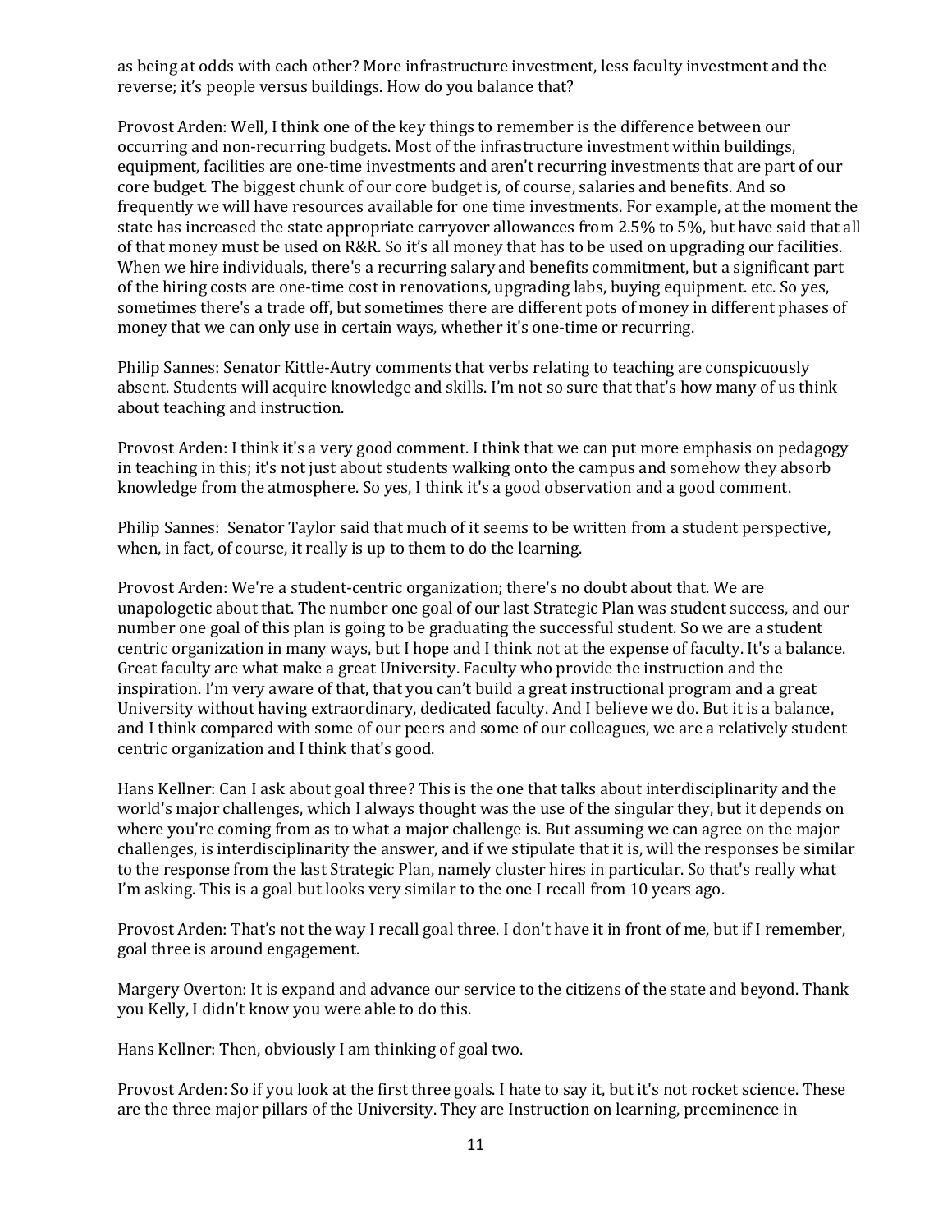as being at odds with each other? More infrastructure investment, less faculty investment and the reverse; it's people versus buildings. How do you balance that?

Provost Arden: Well, I think one of the key things to remember is the difference between our occurring and non-recurring budgets. Most of the infrastructure investment within buildings, equipment, facilities are one-time investments and aren't recurring investments that are part of our core budget. The biggest chunk of our core budget is, of course, salaries and benefits. And so frequently we will have resources available for one time investments. For example, at the moment the state has increased the state appropriate carryover allowances from 2.5% to 5%, but have said that all of that money must be used on R&R. So it's all money that has to be used on upgrading our facilities. When we hire individuals, there's a recurring salary and benefits commitment, but a significant part of the hiring costs are one-time cost in renovations, upgrading labs, buying equipment. etc. So yes, sometimes there's a trade off, but sometimes there are different pots of money in different phases of money that we can only use in certain ways, whether it's one-time or recurring.

Philip Sannes: Senator Kittle-Autry comments that verbs relating to teaching are conspicuously absent. Students will acquire knowledge and skills. I'm not so sure that that's how many of us think about teaching and instruction.

Provost Arden: I think it's a very good comment. I think that we can put more emphasis on pedagogy in teaching in this; it's not just about students walking onto the campus and somehow they absorb knowledge from the atmosphere. So yes, I think it's a good observation and a good comment.

Philip Sannes: Senator Taylor said that much of it seems to be written from a student perspective, when, in fact, of course, it really is up to them to do the learning.

Provost Arden: We're a student-centric organization; there's no doubt about that. We are unapologetic about that. The number one goal of our last Strategic Plan was student success, and our number one goal of this plan is going to be graduating the successful student. So we are a student centric organization in many ways, but I hope and I think not at the expense of faculty. It's a balance. Great faculty are what make a great University. Faculty who provide the instruction and the inspiration. I'm very aware of that, that you can't build a great instructional program and a great University without having extraordinary, dedicated faculty. And I believe we do. But it is a balance, and I think compared with some of our peers and some of our colleagues, we are a relatively student centric organization and I think that's good.

Hans Kellner: Can I ask about goal three? This is the one that talks about interdisciplinarity and the world's major challenges, which I always thought was the use of the singular they, but it depends on where you're coming from as to what a major challenge is. But assuming we can agree on the major challenges, is interdisciplinarity the answer, and if we stipulate that it is, will the responses be similar to the response from the last Strategic Plan, namely cluster hires in particular. So that's really what I'm asking. This is a goal but looks very similar to the one I recall from 10 years ago.

Provost Arden: That's not the way I recall goal three. I don't have it in front of me, but if I remember, goal three is around engagement.

Margery Overton: It is expand and advance our service to the citizens of the state and beyond. Thank you Kelly, I didn't know you were able to do this.

Hans Kellner: Then, obviously I am thinking of goal two.

Provost Arden: So if you look at the first three goals. I hate to say it, but it's not rocket science. These are the three major pillars of the University. They are Instruction on learning, preeminence in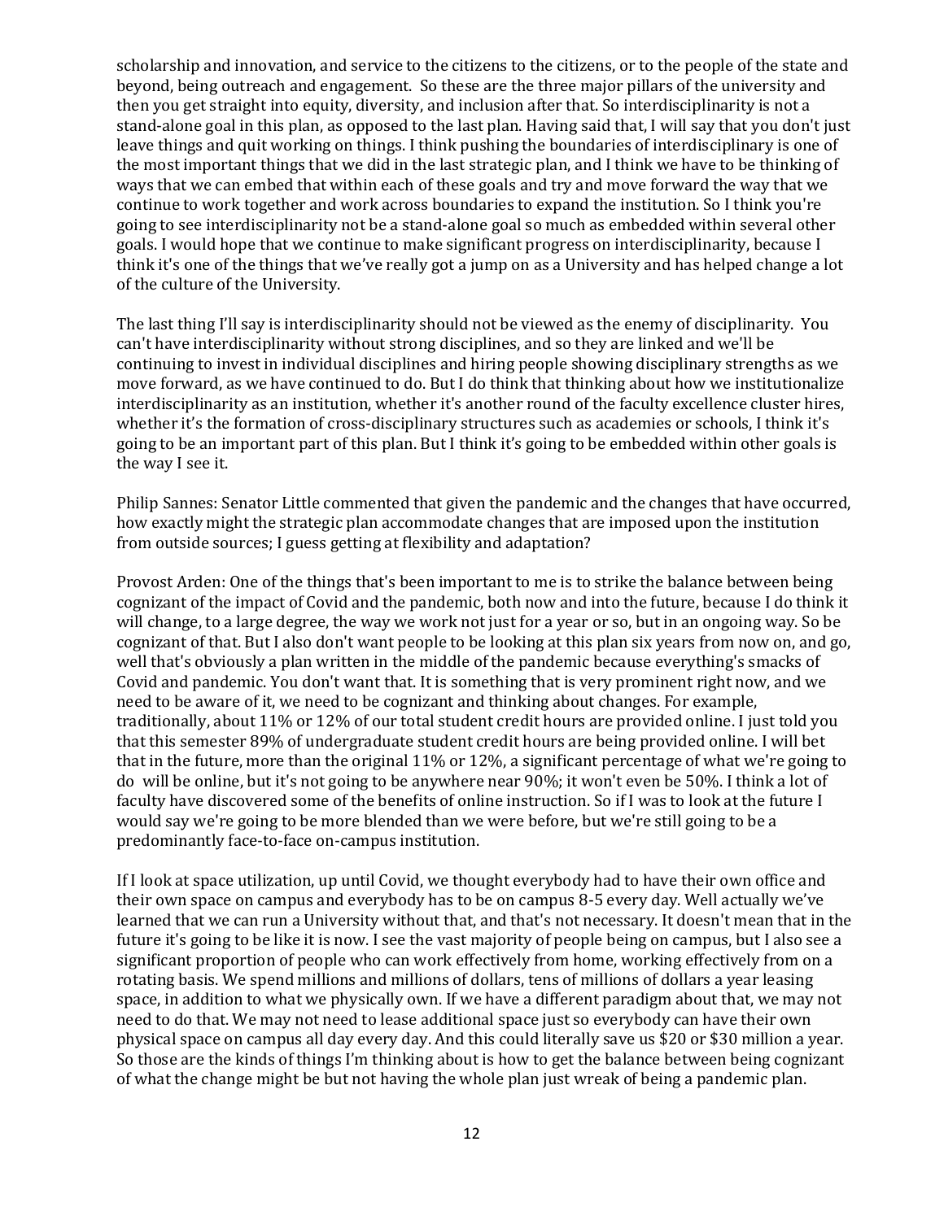scholarship and innovation, and service to the citizens to the citizens, or to the people of the state and beyond, being outreach and engagement. So these are the three major pillars of the university and then you get straight into equity, diversity, and inclusion after that. So interdisciplinarity is not a stand-alone goal in this plan, as opposed to the last plan. Having said that, I will say that you don't just leave things and quit working on things. I think pushing the boundaries of interdisciplinary is one of the most important things that we did in the last strategic plan, and I think we have to be thinking of ways that we can embed that within each of these goals and try and move forward the way that we continue to work together and work across boundaries to expand the institution. So I think you're going to see interdisciplinarity not be a stand-alone goal so much as embedded within several other goals. I would hope that we continue to make significant progress on interdisciplinarity, because I think it's one of the things that we've really got a jump on as a University and has helped change a lot of the culture of the University.

The last thing I'll say is interdisciplinarity should not be viewed as the enemy of disciplinarity. You can't have interdisciplinarity without strong disciplines, and so they are linked and we'll be continuing to invest in individual disciplines and hiring people showing disciplinary strengths as we move forward, as we have continued to do. But I do think that thinking about how we institutionalize interdisciplinarity as an institution, whether it's another round of the faculty excellence cluster hires, whether it's the formation of cross-disciplinary structures such as academies or schools, I think it's going to be an important part of this plan. But I think it's going to be embedded within other goals is the way I see it.

Philip Sannes: Senator Little commented that given the pandemic and the changes that have occurred, how exactly might the strategic plan accommodate changes that are imposed upon the institution from outside sources; I guess getting at flexibility and adaptation?

Provost Arden: One of the things that's been important to me is to strike the balance between being cognizant of the impact of Covid and the pandemic, both now and into the future, because I do think it will change, to a large degree, the way we work not just for a year or so, but in an ongoing way. So be cognizant of that. But I also don't want people to be looking at this plan six years from now on, and go, well that's obviously a plan written in the middle of the pandemic because everything's smacks of Covid and pandemic. You don't want that. It is something that is very prominent right now, and we need to be aware of it, we need to be cognizant and thinking about changes. For example, traditionally, about 11% or 12% of our total student credit hours are provided online. I just told you that this semester 89% of undergraduate student credit hours are being provided online. I will bet that in the future, more than the original 11% or 12%, a significant percentage of what we're going to do will be online, but it's not going to be anywhere near 90%; it won't even be 50%. I think a lot of faculty have discovered some of the benefits of online instruction. So if I was to look at the future I would say we're going to be more blended than we were before, but we're still going to be a predominantly face-to-face on-campus institution.

If I look at space utilization, up until Covid, we thought everybody had to have their own office and their own space on campus and everybody has to be on campus 8-5 every day. Well actually we've learned that we can run a University without that, and that's not necessary. It doesn't mean that in the future it's going to be like it is now. I see the vast majority of people being on campus, but I also see a significant proportion of people who can work effectively from home, working effectively from on a rotating basis. We spend millions and millions of dollars, tens of millions of dollars a year leasing space, in addition to what we physically own. If we have a different paradigm about that, we may not need to do that. We may not need to lease additional space just so everybody can have their own physical space on campus all day every day. And this could literally save us $20 or $30 million a year. So those are the kinds of things I'm thinking about is how to get the balance between being cognizant of what the change might be but not having the whole plan just wreak of being a pandemic plan.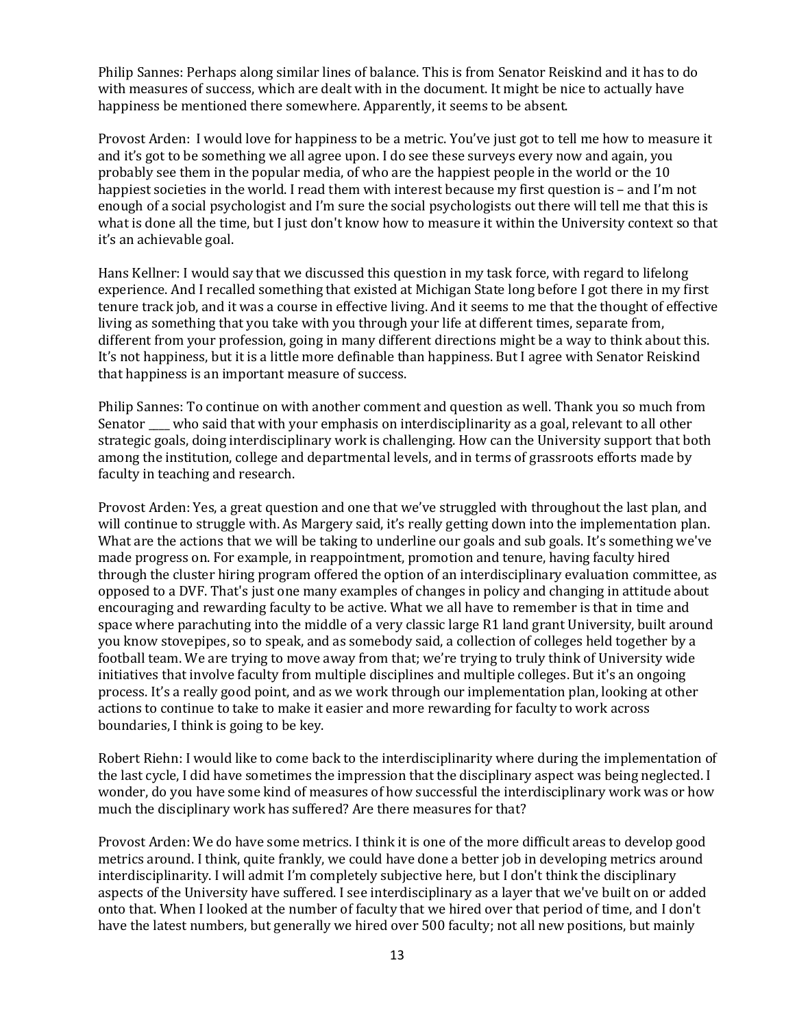Philip Sannes: Perhaps along similar lines of balance. This is from Senator Reiskind and it has to do with measures of success, which are dealt with in the document. It might be nice to actually have happiness be mentioned there somewhere. Apparently, it seems to be absent.

Provost Arden: I would love for happiness to be a metric. You've just got to tell me how to measure it and it's got to be something we all agree upon. I do see these surveys every now and again, you probably see them in the popular media, of who are the happiest people in the world or the 10 happiest societies in the world. I read them with interest because my first question is – and I'm not enough of a social psychologist and I'm sure the social psychologists out there will tell me that this is what is done all the time, but I just don't know how to measure it within the University context so that it's an achievable goal.

Hans Kellner: I would say that we discussed this question in my task force, with regard to lifelong experience. And I recalled something that existed at Michigan State long before I got there in my first tenure track job, and it was a course in effective living. And it seems to me that the thought of effective living as something that you take with you through your life at different times, separate from, different from your profession, going in many different directions might be a way to think about this. It's not happiness, but it is a little more definable than happiness. But I agree with Senator Reiskind that happiness is an important measure of success.

Philip Sannes: To continue on with another comment and question as well. Thank you so much from Senator ____ who said that with your emphasis on interdisciplinarity as a goal, relevant to all other strategic goals, doing interdisciplinary work is challenging. How can the University support that both among the institution, college and departmental levels, and in terms of grassroots efforts made by faculty in teaching and research.

Provost Arden: Yes, a great question and one that we've struggled with throughout the last plan, and will continue to struggle with. As Margery said, it's really getting down into the implementation plan. What are the actions that we will be taking to underline our goals and sub goals. It's something we've made progress on. For example, in reappointment, promotion and tenure, having faculty hired through the cluster hiring program offered the option of an interdisciplinary evaluation committee, as opposed to a DVF. That's just one many examples of changes in policy and changing in attitude about encouraging and rewarding faculty to be active. What we all have to remember is that in time and space where parachuting into the middle of a very classic large R1 land grant University, built around you know stovepipes, so to speak, and as somebody said, a collection of colleges held together by a football team. We are trying to move away from that; we're trying to truly think of University wide initiatives that involve faculty from multiple disciplines and multiple colleges. But it's an ongoing process. It's a really good point, and as we work through our implementation plan, looking at other actions to continue to take to make it easier and more rewarding for faculty to work across boundaries, I think is going to be key.

Robert Riehn: I would like to come back to the interdisciplinarity where during the implementation of the last cycle, I did have sometimes the impression that the disciplinary aspect was being neglected. I wonder, do you have some kind of measures of how successful the interdisciplinary work was or how much the disciplinary work has suffered? Are there measures for that?

Provost Arden: We do have some metrics. I think it is one of the more difficult areas to develop good metrics around. I think, quite frankly, we could have done a better job in developing metrics around interdisciplinarity. I will admit I'm completely subjective here, but I don't think the disciplinary aspects of the University have suffered. I see interdisciplinary as a layer that we've built on or added onto that. When I looked at the number of faculty that we hired over that period of time, and I don't have the latest numbers, but generally we hired over 500 faculty; not all new positions, but mainly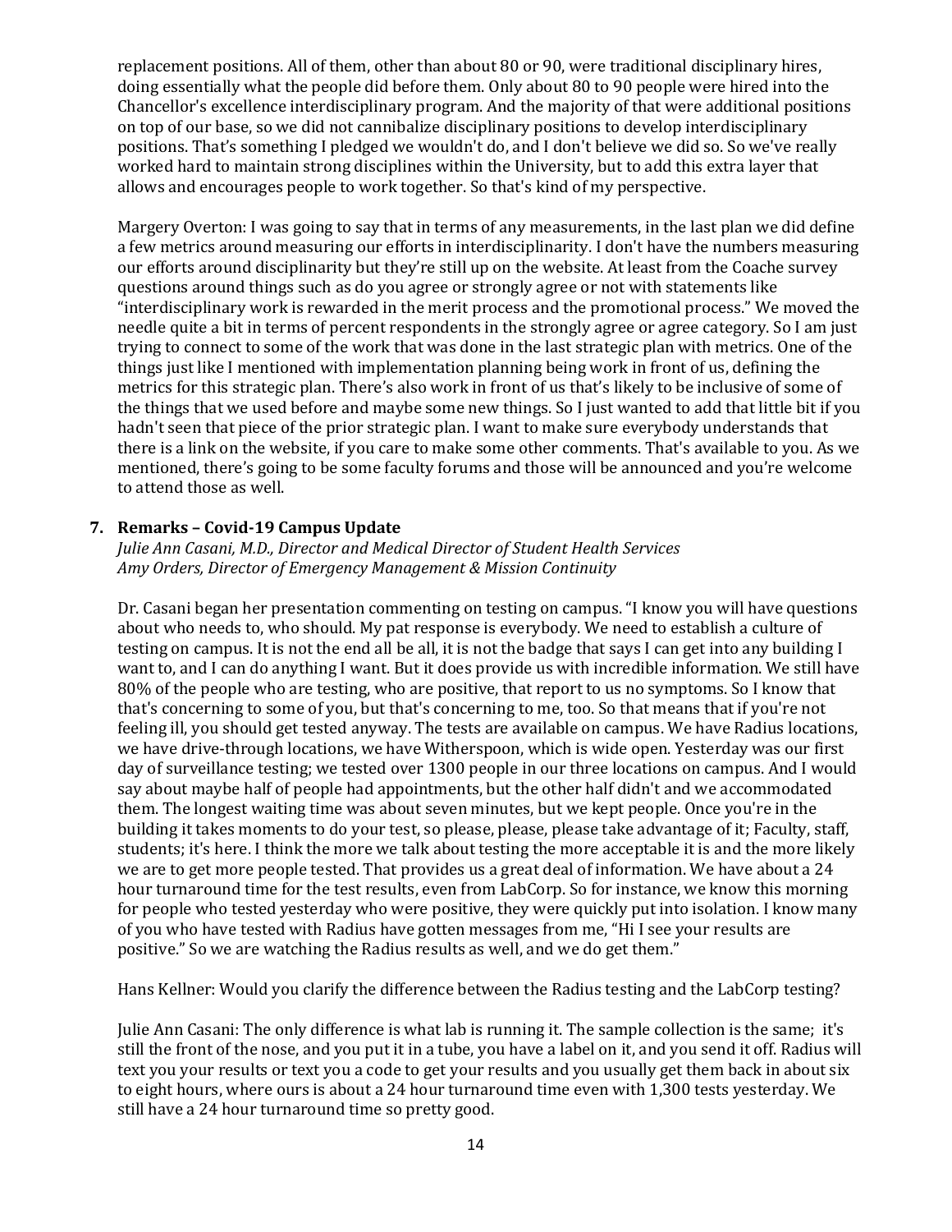replacement positions. All of them, other than about 80 or 90, were traditional disciplinary hires, doing essentially what the people did before them. Only about 80 to 90 people were hired into the Chancellor's excellence interdisciplinary program. And the majority of that were additional positions on top of our base, so we did not cannibalize disciplinary positions to develop interdisciplinary positions. That's something I pledged we wouldn't do, and I don't believe we did so. So we've really worked hard to maintain strong disciplines within the University, but to add this extra layer that allows and encourages people to work together. So that's kind of my perspective.

Margery Overton: I was going to say that in terms of any measurements, in the last plan we did define a few metrics around measuring our efforts in interdisciplinarity. I don't have the numbers measuring our efforts around disciplinarity but they're still up on the website. At least from the Coache survey questions around things such as do you agree or strongly agree or not with statements like "interdisciplinary work is rewarded in the merit process and the promotional process." We moved the needle quite a bit in terms of percent respondents in the strongly agree or agree category. So I am just trying to connect to some of the work that was done in the last strategic plan with metrics. One of the things just like I mentioned with implementation planning being work in front of us, defining the metrics for this strategic plan. There's also work in front of us that's likely to be inclusive of some of the things that we used before and maybe some new things. So I just wanted to add that little bit if you hadn't seen that piece of the prior strategic plan. I want to make sure everybody understands that there is a link on the website, if you care to make some other comments. That's available to you. As we mentioned, there's going to be some faculty forums and those will be announced and you're welcome to attend those as well.

**7. Remarks – Covid-19 Campus Update**

*Julie Ann Casani, M.D., Director and Medical Director of Student Health Services*
*Amy Orders, Director of Emergency Management & Mission Continuity*

Dr. Casani began her presentation commenting on testing on campus. "I know you will have questions about who needs to, who should. My pat response is everybody. We need to establish a culture of testing on campus. It is not the end all be all, it is not the badge that says I can get into any building I want to, and I can do anything I want. But it does provide us with incredible information. We still have 80% of the people who are testing, who are positive, that report to us no symptoms. So I know that that's concerning to some of you, but that's concerning to me, too. So that means that if you're not feeling ill, you should get tested anyway. The tests are available on campus. We have Radius locations, we have drive-through locations, we have Witherspoon, which is wide open. Yesterday was our first day of surveillance testing; we tested over 1300 people in our three locations on campus. And I would say about maybe half of people had appointments, but the other half didn't and we accommodated them. The longest waiting time was about seven minutes, but we kept people. Once you're in the building it takes moments to do your test, so please, please, please take advantage of it; Faculty, staff, students; it's here. I think the more we talk about testing the more acceptable it is and the more likely we are to get more people tested. That provides us a great deal of information. We have about a 24 hour turnaround time for the test results, even from LabCorp. So for instance, we know this morning for people who tested yesterday who were positive, they were quickly put into isolation. I know many of you who have tested with Radius have gotten messages from me, "Hi I see your results are positive." So we are watching the Radius results as well, and we do get them."

Hans Kellner: Would you clarify the difference between the Radius testing and the LabCorp testing?

Julie Ann Casani: The only difference is what lab is running it. The sample collection is the same; it's still the front of the nose, and you put it in a tube, you have a label on it, and you send it off. Radius will text you your results or text you a code to get your results and you usually get them back in about six to eight hours, where ours is about a 24 hour turnaround time even with 1,300 tests yesterday. We still have a 24 hour turnaround time so pretty good.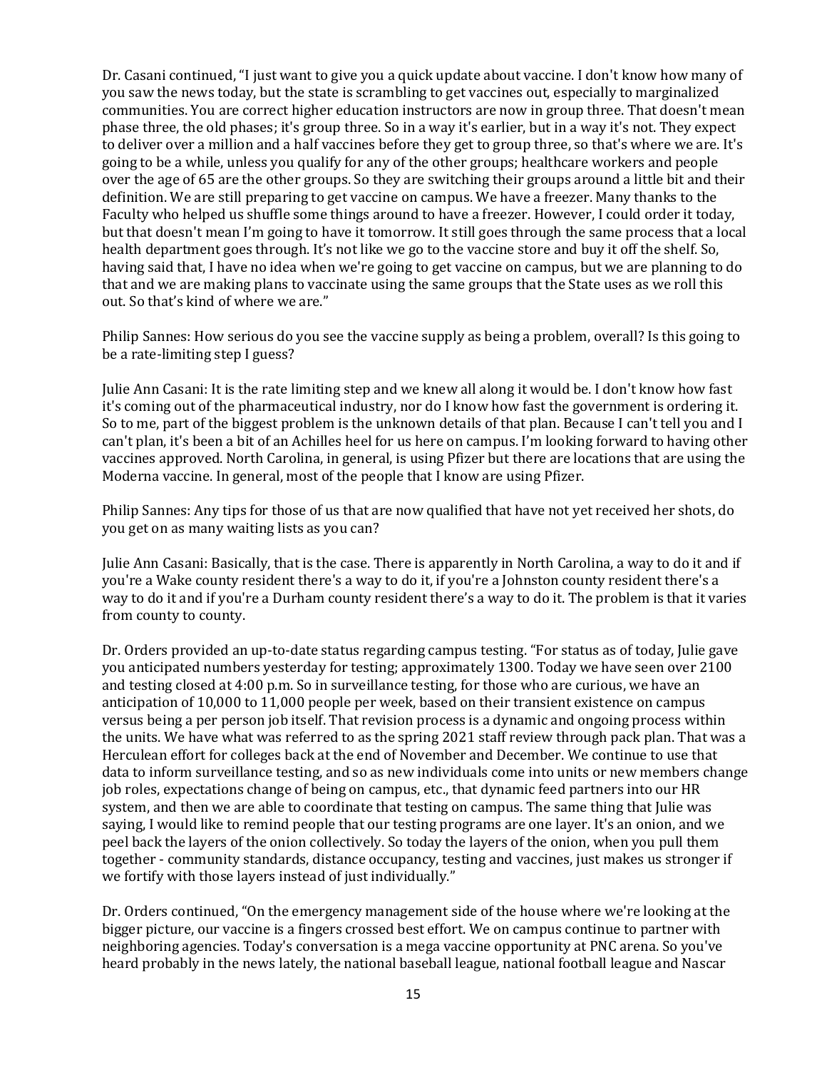Dr. Casani continued, "I just want to give you a quick update about vaccine. I don't know how many of you saw the news today, but the state is scrambling to get vaccines out, especially to marginalized communities. You are correct higher education instructors are now in group three. That doesn't mean phase three, the old phases; it's group three. So in a way it's earlier, but in a way it's not. They expect to deliver over a million and a half vaccines before they get to group three, so that's where we are. It's going to be a while, unless you qualify for any of the other groups; healthcare workers and people over the age of 65 are the other groups. So they are switching their groups around a little bit and their definition. We are still preparing to get vaccine on campus. We have a freezer. Many thanks to the Faculty who helped us shuffle some things around to have a freezer. However, I could order it today, but that doesn't mean I'm going to have it tomorrow. It still goes through the same process that a local health department goes through. It's not like we go to the vaccine store and buy it off the shelf. So, having said that, I have no idea when we're going to get vaccine on campus, but we are planning to do that and we are making plans to vaccinate using the same groups that the State uses as we roll this out. So that's kind of where we are."

Philip Sannes: How serious do you see the vaccine supply as being a problem, overall? Is this going to be a rate-limiting step I guess?

Julie Ann Casani: It is the rate limiting step and we knew all along it would be. I don't know how fast it's coming out of the pharmaceutical industry, nor do I know how fast the government is ordering it. So to me, part of the biggest problem is the unknown details of that plan. Because I can't tell you and I can't plan, it's been a bit of an Achilles heel for us here on campus. I'm looking forward to having other vaccines approved. North Carolina, in general, is using Pfizer but there are locations that are using the Moderna vaccine. In general, most of the people that I know are using Pfizer.

Philip Sannes: Any tips for those of us that are now qualified that have not yet received her shots, do you get on as many waiting lists as you can?

Julie Ann Casani: Basically, that is the case. There is apparently in North Carolina, a way to do it and if you're a Wake county resident there's a way to do it, if you're a Johnston county resident there's a way to do it and if you're a Durham county resident there's a way to do it. The problem is that it varies from county to county.

Dr. Orders provided an up-to-date status regarding campus testing. "For status as of today, Julie gave you anticipated numbers yesterday for testing; approximately 1300. Today we have seen over 2100 and testing closed at 4:00 p.m. So in surveillance testing, for those who are curious, we have an anticipation of 10,000 to 11,000 people per week, based on their transient existence on campus versus being a per person job itself. That revision process is a dynamic and ongoing process within the units. We have what was referred to as the spring 2021 staff review through pack plan. That was a Herculean effort for colleges back at the end of November and December. We continue to use that data to inform surveillance testing, and so as new individuals come into units or new members change job roles, expectations change of being on campus, etc., that dynamic feed partners into our HR system, and then we are able to coordinate that testing on campus. The same thing that Julie was saying, I would like to remind people that our testing programs are one layer. It's an onion, and we peel back the layers of the onion collectively. So today the layers of the onion, when you pull them together - community standards, distance occupancy, testing and vaccines, just makes us stronger if we fortify with those layers instead of just individually."

Dr. Orders continued, "On the emergency management side of the house where we're looking at the bigger picture, our vaccine is a fingers crossed best effort. We on campus continue to partner with neighboring agencies. Today's conversation is a mega vaccine opportunity at PNC arena. So you've heard probably in the news lately, the national baseball league, national football league and Nascar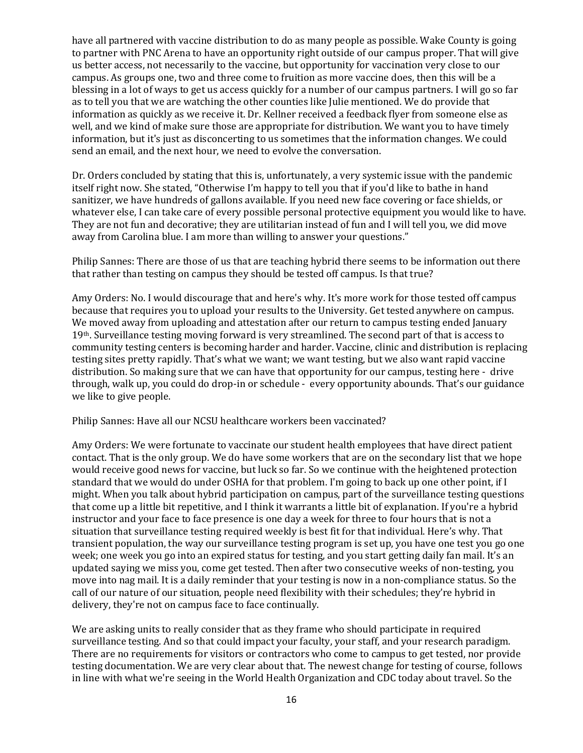have all partnered with vaccine distribution to do as many people as possible. Wake County is going to partner with PNC Arena to have an opportunity right outside of our campus proper. That will give us better access, not necessarily to the vaccine, but opportunity for vaccination very close to our campus. As groups one, two and three come to fruition as more vaccine does, then this will be a blessing in a lot of ways to get us access quickly for a number of our campus partners. I will go so far as to tell you that we are watching the other counties like Julie mentioned. We do provide that information as quickly as we receive it. Dr. Kellner received a feedback flyer from someone else as well, and we kind of make sure those are appropriate for distribution. We want you to have timely information, but it's just as disconcerting to us sometimes that the information changes. We could send an email, and the next hour, we need to evolve the conversation.

Dr. Orders concluded by stating that this is, unfortunately, a very systemic issue with the pandemic itself right now. She stated, "Otherwise I'm happy to tell you that if you'd like to bathe in hand sanitizer, we have hundreds of gallons available. If you need new face covering or face shields, or whatever else, I can take care of every possible personal protective equipment you would like to have. They are not fun and decorative; they are utilitarian instead of fun and I will tell you, we did move away from Carolina blue. I am more than willing to answer your questions."

Philip Sannes: There are those of us that are teaching hybrid there seems to be information out there that rather than testing on campus they should be tested off campus. Is that true?

Amy Orders: No. I would discourage that and here's why. It's more work for those tested off campus because that requires you to upload your results to the University. Get tested anywhere on campus. We moved away from uploading and attestation after our return to campus testing ended January 19th. Surveillance testing moving forward is very streamlined. The second part of that is access to community testing centers is becoming harder and harder. Vaccine, clinic and distribution is replacing testing sites pretty rapidly. That's what we want; we want testing, but we also want rapid vaccine distribution. So making sure that we can have that opportunity for our campus, testing here - drive through, walk up, you could do drop-in or schedule - every opportunity abounds. That's our guidance we like to give people.

Philip Sannes: Have all our NCSU healthcare workers been vaccinated?

Amy Orders: We were fortunate to vaccinate our student health employees that have direct patient contact. That is the only group. We do have some workers that are on the secondary list that we hope would receive good news for vaccine, but luck so far. So we continue with the heightened protection standard that we would do under OSHA for that problem. I'm going to back up one other point, if I might. When you talk about hybrid participation on campus, part of the surveillance testing questions that come up a little bit repetitive, and I think it warrants a little bit of explanation. If you're a hybrid instructor and your face to face presence is one day a week for three to four hours that is not a situation that surveillance testing required weekly is best fit for that individual. Here's why. That transient population, the way our surveillance testing program is set up, you have one test you go one week; one week you go into an expired status for testing, and you start getting daily fan mail. It's an updated saying we miss you, come get tested. Then after two consecutive weeks of non-testing, you move into nag mail. It is a daily reminder that your testing is now in a non-compliance status. So the call of our nature of our situation, people need flexibility with their schedules; they're hybrid in delivery, they're not on campus face to face continually.

We are asking units to really consider that as they frame who should participate in required surveillance testing. And so that could impact your faculty, your staff, and your research paradigm. There are no requirements for visitors or contractors who come to campus to get tested, nor provide testing documentation. We are very clear about that. The newest change for testing of course, follows in line with what we're seeing in the World Health Organization and CDC today about travel. So the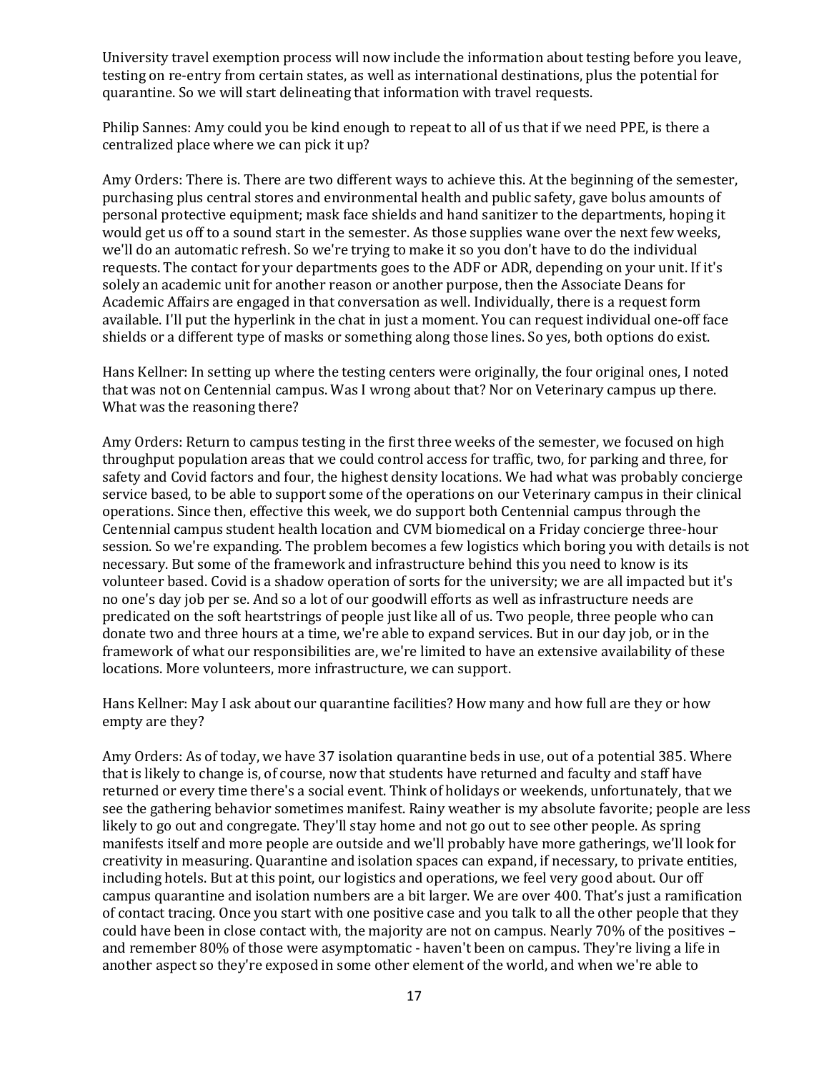University travel exemption process will now include the information about testing before you leave, testing on re-entry from certain states, as well as international destinations, plus the potential for quarantine. So we will start delineating that information with travel requests.

Philip Sannes: Amy could you be kind enough to repeat to all of us that if we need PPE, is there a centralized place where we can pick it up?

Amy Orders: There is. There are two different ways to achieve this. At the beginning of the semester, purchasing plus central stores and environmental health and public safety, gave bolus amounts of personal protective equipment; mask face shields and hand sanitizer to the departments, hoping it would get us off to a sound start in the semester. As those supplies wane over the next few weeks, we'll do an automatic refresh. So we're trying to make it so you don't have to do the individual requests. The contact for your departments goes to the ADF or ADR, depending on your unit. If it's solely an academic unit for another reason or another purpose, then the Associate Deans for Academic Affairs are engaged in that conversation as well. Individually, there is a request form available. I'll put the hyperlink in the chat in just a moment. You can request individual one-off face shields or a different type of masks or something along those lines. So yes, both options do exist.

Hans Kellner: In setting up where the testing centers were originally, the four original ones, I noted that was not on Centennial campus. Was I wrong about that? Nor on Veterinary campus up there. What was the reasoning there?

Amy Orders: Return to campus testing in the first three weeks of the semester, we focused on high throughput population areas that we could control access for traffic, two, for parking and three, for safety and Covid factors and four, the highest density locations. We had what was probably concierge service based, to be able to support some of the operations on our Veterinary campus in their clinical operations. Since then, effective this week, we do support both Centennial campus through the Centennial campus student health location and CVM biomedical on a Friday concierge three-hour session. So we're expanding. The problem becomes a few logistics which boring you with details is not necessary. But some of the framework and infrastructure behind this you need to know is its volunteer based. Covid is a shadow operation of sorts for the university; we are all impacted but it's no one's day job per se. And so a lot of our goodwill efforts as well as infrastructure needs are predicated on the soft heartstrings of people just like all of us. Two people, three people who can donate two and three hours at a time, we're able to expand services. But in our day job, or in the framework of what our responsibilities are, we're limited to have an extensive availability of these locations. More volunteers, more infrastructure, we can support.

Hans Kellner: May I ask about our quarantine facilities? How many and how full are they or how empty are they?

Amy Orders: As of today, we have 37 isolation quarantine beds in use, out of a potential 385. Where that is likely to change is, of course, now that students have returned and faculty and staff have returned or every time there's a social event. Think of holidays or weekends, unfortunately, that we see the gathering behavior sometimes manifest. Rainy weather is my absolute favorite; people are less likely to go out and congregate. They'll stay home and not go out to see other people. As spring manifests itself and more people are outside and we'll probably have more gatherings, we'll look for creativity in measuring. Quarantine and isolation spaces can expand, if necessary, to private entities, including hotels. But at this point, our logistics and operations, we feel very good about. Our off campus quarantine and isolation numbers are a bit larger. We are over 400. That's just a ramification of contact tracing. Once you start with one positive case and you talk to all the other people that they could have been in close contact with, the majority are not on campus. Nearly 70% of the positives – and remember 80% of those were asymptomatic - haven't been on campus. They're living a life in another aspect so they're exposed in some other element of the world, and when we're able to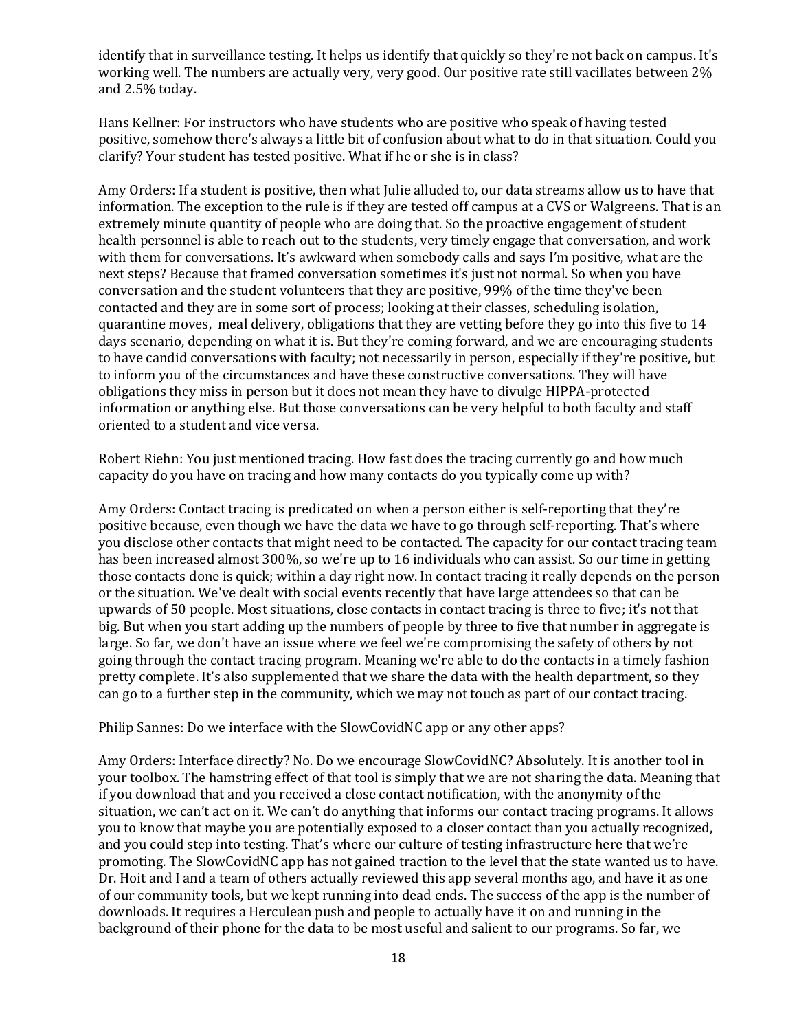identify that in surveillance testing. It helps us identify that quickly so they're not back on campus. It's working well. The numbers are actually very, very good. Our positive rate still vacillates between 2% and 2.5% today.

Hans Kellner: For instructors who have students who are positive who speak of having tested positive, somehow there's always a little bit of confusion about what to do in that situation. Could you clarify? Your student has tested positive. What if he or she is in class?

Amy Orders: If a student is positive, then what Julie alluded to, our data streams allow us to have that information. The exception to the rule is if they are tested off campus at a CVS or Walgreens. That is an extremely minute quantity of people who are doing that. So the proactive engagement of student health personnel is able to reach out to the students, very timely engage that conversation, and work with them for conversations. It's awkward when somebody calls and says I'm positive, what are the next steps? Because that framed conversation sometimes it's just not normal. So when you have conversation and the student volunteers that they are positive, 99% of the time they've been contacted and they are in some sort of process; looking at their classes, scheduling isolation, quarantine moves, meal delivery, obligations that they are vetting before they go into this five to 14 days scenario, depending on what it is. But they're coming forward, and we are encouraging students to have candid conversations with faculty; not necessarily in person, especially if they're positive, but to inform you of the circumstances and have these constructive conversations. They will have obligations they miss in person but it does not mean they have to divulge HIPPA-protected information or anything else. But those conversations can be very helpful to both faculty and staff oriented to a student and vice versa.

Robert Riehn: You just mentioned tracing. How fast does the tracing currently go and how much capacity do you have on tracing and how many contacts do you typically come up with?

Amy Orders: Contact tracing is predicated on when a person either is self-reporting that they're positive because, even though we have the data we have to go through self-reporting. That's where you disclose other contacts that might need to be contacted. The capacity for our contact tracing team has been increased almost 300%, so we're up to 16 individuals who can assist. So our time in getting those contacts done is quick; within a day right now. In contact tracing it really depends on the person or the situation. We've dealt with social events recently that have large attendees so that can be upwards of 50 people. Most situations, close contacts in contact tracing is three to five; it's not that big. But when you start adding up the numbers of people by three to five that number in aggregate is large. So far, we don't have an issue where we feel we're compromising the safety of others by not going through the contact tracing program. Meaning we're able to do the contacts in a timely fashion pretty complete. It's also supplemented that we share the data with the health department, so they can go to a further step in the community, which we may not touch as part of our contact tracing.

Philip Sannes: Do we interface with the SlowCovidNC app or any other apps?

Amy Orders: Interface directly? No. Do we encourage SlowCovidNC? Absolutely. It is another tool in your toolbox. The hamstring effect of that tool is simply that we are not sharing the data. Meaning that if you download that and you received a close contact notification, with the anonymity of the situation, we can't act on it. We can't do anything that informs our contact tracing programs. It allows you to know that maybe you are potentially exposed to a closer contact than you actually recognized, and you could step into testing. That's where our culture of testing infrastructure here that we're promoting. The SlowCovidNC app has not gained traction to the level that the state wanted us to have. Dr. Hoit and I and a team of others actually reviewed this app several months ago, and have it as one of our community tools, but we kept running into dead ends. The success of the app is the number of downloads. It requires a Herculean push and people to actually have it on and running in the background of their phone for the data to be most useful and salient to our programs. So far, we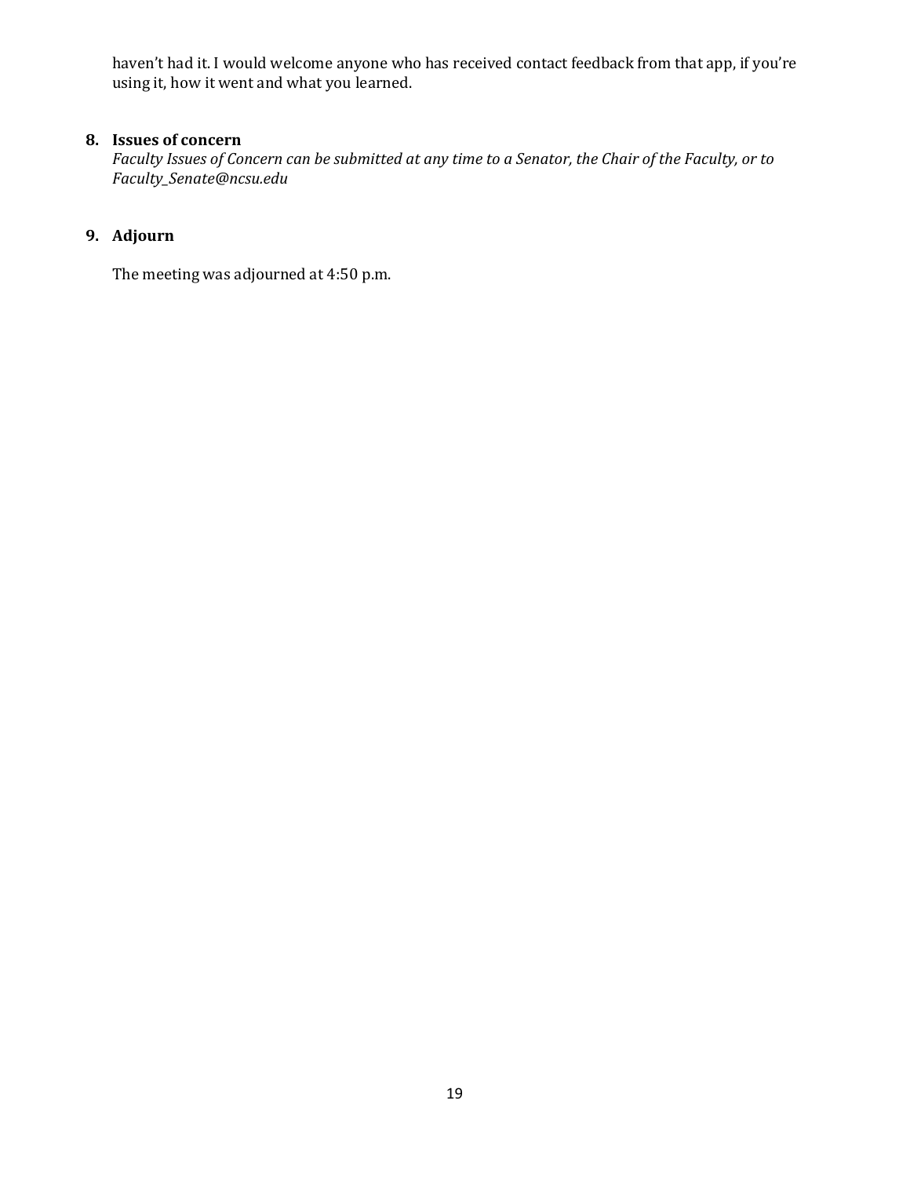haven't had it. I would welcome anyone who has received contact feedback from that app, if you're using it, how it went and what you learned.

8. **Issues of concern**

   *Faculty Issues of Concern can be submitted at any time to a Senator, the Chair of the Faculty, or to Faculty_Senate@ncsu.edu*

9. **Adjourn**

   The meeting was adjourned at 4:50 p.m.